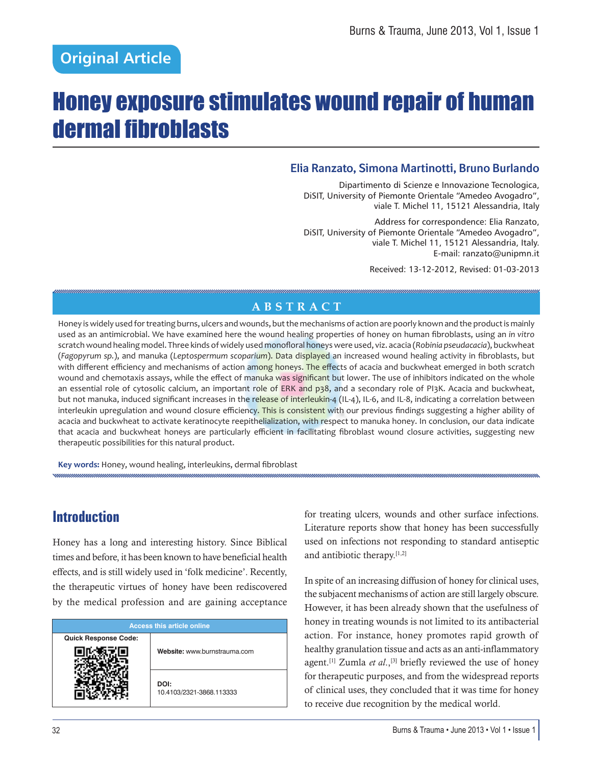Original Article

# Honey exposure stimulates wound repair of human dermal fibroblasts

**Elia Ranzato, Simona Martinotti, Bruno Burlando**

Dipartimento di Scienze e Innovazione Tecnologica, DiSIT, University of Piemonte Orientale "Amedeo Avogadro", viale T. Michel 11, 15121 Alessandria, Italy

Address for correspondence: Elia Ranzato, DiSIT, University of Piemonte Orientale "Amedeo Avogadro", viale T. Michel 11, 15121 Alessandria, Italy. E-mail: ranzato@unipmn.it

Received: 13-12-2012, Revised: 01-03-2013

## ABSTRACT

Honey is widely used for treating burns, ulcers and wounds, but the mechanisms of action are poorly known and the product is mainly used as an antimicrobial. We have examined here the wound healing properties of honey on human fibroblasts, using an *in vitro* scratch wound healing model. Three kinds of widely used monofloral honeys were used, viz. acacia (*Robinia pseudacacia*), buckwheat (*Fagopyrum sp.*), and manuka (*Leptospermum scoparium*). Data displayed an increased wound healing activity in fibroblasts, but with different efficiency and mechanisms of action among honeys. The effects of acacia and buckwheat emerged in both scratch wound and chemotaxis assays, while the effect of manuka was significant but lower. The use of inhibitors indicated on the whole an essential role of cytosolic calcium, an important role of ERK and p38, and a secondary role of PI3K. Acacia and buckwheat, but not manuka, induced significant increases in the release of interleukin-4 (IL-4), IL-6, and IL-8, indicating a correlation between interleukin upregulation and wound closure efficiency. This is consistent with our previous findings suggesting a higher ability of acacia and buckwheat to activate keratinocyte reepithelialization, with respect to manuka honey. In conclusion, our data indicate that acacia and buckwheat honeys are particularly efficient in facilitating fibroblast wound closure activities, suggesting new therapeutic possibilities for this natural product.

**Key words:** Honey, wound healing, interleukins, dermal fibroblast

## Introduction

Honey has a long and interesting history. Since Biblical times and before, it has been known to have beneficial health effects, and is still widely used in 'folk medicine'. Recently, the therapeutic virtues of honey have been rediscovered by the medical profession and are gaining acceptance for treating ulcers, wounds and other surface infections. Literature reports show that honey has been successfully used on infections not responding to standard antiseptic and antibiotic therapy.[1,2]

| Access this article online | |
|---|---|
| Quick Response Code: | Website: www.burnstrauma.com |
| | DOI: 10.4103/2321-3868.113333 |

In spite of an increasing diffusion of honey for clinical uses, the subjacent mechanisms of action are still largely obscure. However, it has been already shown that the usefulness of honey in treating wounds is not limited to its antibacterial action. For instance, honey promotes rapid growth of healthy granulation tissue and acts as an anti-inflammatory agent.[1] Zumla *et al.*,[3] briefly reviewed the use of honey for therapeutic purposes, and from the widespread reports of clinical uses, they concluded that it was time for honey to receive due recognition by the medical world.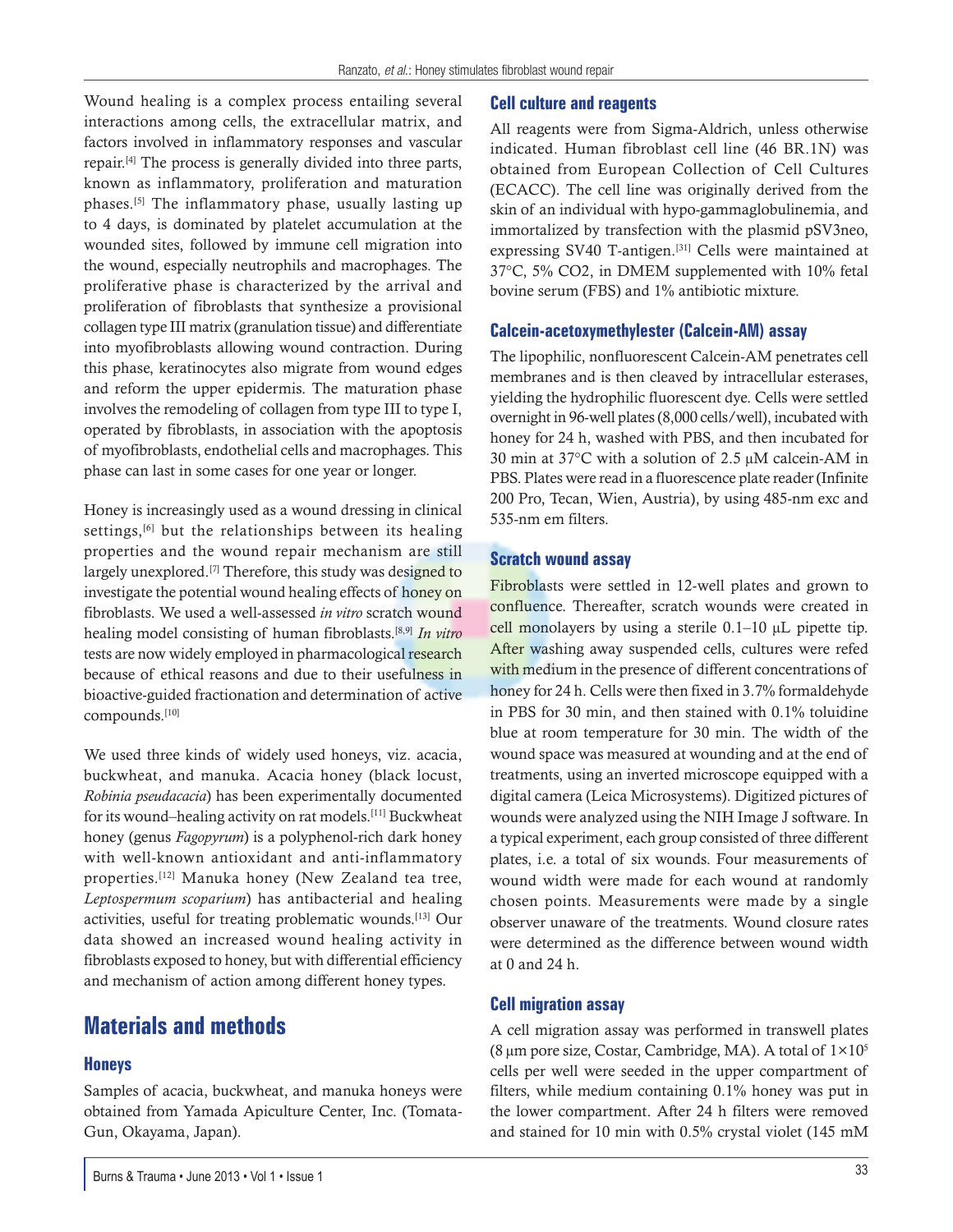Wound healing is a complex process entailing several interactions among cells, the extracellular matrix, and factors involved in inflammatory responses and vascular repair.[4] The process is generally divided into three parts, known as inflammatory, proliferation and maturation phases.[5] The inflammatory phase, usually lasting up to 4 days, is dominated by platelet accumulation at the wounded sites, followed by immune cell migration into the wound, especially neutrophils and macrophages. The proliferative phase is characterized by the arrival and proliferation of fibroblasts that synthesize a provisional collagen type III matrix (granulation tissue) and differentiate into myofibroblasts allowing wound contraction. During this phase, keratinocytes also migrate from wound edges and reform the upper epidermis. The maturation phase involves the remodeling of collagen from type III to type I, operated by fibroblasts, in association with the apoptosis of myofibroblasts, endothelial cells and macrophages. This phase can last in some cases for one year or longer.

Honey is increasingly used as a wound dressing in clinical settings,[6] but the relationships between its healing properties and the wound repair mechanism are still largely unexplored.[7] Therefore, this study was designed to investigate the potential wound healing effects of honey on fibroblasts. We used a well-assessed *in vitro* scratch wound healing model consisting of human fibroblasts.[8,9] *In vitro* tests are now widely employed in pharmacological research because of ethical reasons and due to their usefulness in bioactive-guided fractionation and determination of active compounds.[10]

We used three kinds of widely used honeys, viz. acacia, buckwheat, and manuka. Acacia honey (black locust, *Robinia pseudacacia*) has been experimentally documented for its wound–healing activity on rat models.[11] Buckwheat honey (genus *Fagopyrum*) is a polyphenol-rich dark honey with well-known antioxidant and anti-inflammatory properties.[12] Manuka honey (New Zealand tea tree, *Leptospermum scoparium*) has antibacterial and healing activities, useful for treating problematic wounds.[13] Our data showed an increased wound healing activity in fibroblasts exposed to honey, but with differential efficiency and mechanism of action among different honey types.

## Materials and methods

### Honeys

Samples of acacia, buckwheat, and manuka honeys were obtained from Yamada Apiculture Center, Inc. (Tomata-Gun, Okayama, Japan).

### Cell culture and reagents

All reagents were from Sigma-Aldrich, unless otherwise indicated. Human fibroblast cell line (46 BR.1N) was obtained from European Collection of Cell Cultures (ECACC). The cell line was originally derived from the skin of an individual with hypo-gammaglobulinemia, and immortalized by transfection with the plasmid pSV3neo, expressing SV40 T-antigen.[31] Cells were maintained at 37°C, 5% $CO_2$, in DMEM supplemented with 10% fetal bovine serum (FBS) and 1% antibiotic mixture.

### Calcein-acetoxymethylester (Calcein-AM) assay

The lipophilic, nonfluorescent Calcein-AM penetrates cell membranes and is then cleaved by intracellular esterases, yielding the hydrophilic fluorescent dye. Cells were settled overnight in 96-well plates (8,000 cells/well), incubated with honey for 24 h, washed with PBS, and then incubated for 30 min at 37°C with a solution of 2.5 μM calcein-AM in PBS. Plates were read in a fluorescence plate reader (Infinite 200 Pro, Tecan, Wien, Austria), by using 485-nm exc and 535-nm em filters.

### Scratch wound assay

Fibroblasts were settled in 12-well plates and grown to confluence. Thereafter, scratch wounds were created in cell monolayers by using a sterile 0.1–10 μL pipette tip. After washing away suspended cells, cultures were refed with medium in the presence of different concentrations of honey for 24 h. Cells were then fixed in 3.7% formaldehyde in PBS for 30 min, and then stained with 0.1% toluidine blue at room temperature for 30 min. The width of the wound space was measured at wounding and at the end of treatments, using an inverted microscope equipped with a digital camera (Leica Microsystems). Digitized pictures of wounds were analyzed using the NIH Image J software. In a typical experiment, each group consisted of three different plates, i.e. a total of six wounds. Four measurements of wound width were made for each wound at randomly chosen points. Measurements were made by a single observer unaware of the treatments. Wound closure rates were determined as the difference between wound width at 0 and 24 h.

### Cell migration assay

A cell migration assay was performed in transwell plates (8 μm pore size, Costar, Cambridge, MA). A total of $1 \times 10^5$ cells per well were seeded in the upper compartment of filters, while medium containing 0.1% honey was put in the lower compartment. After 24 h filters were removed and stained for 10 min with 0.5% crystal violet (145 mM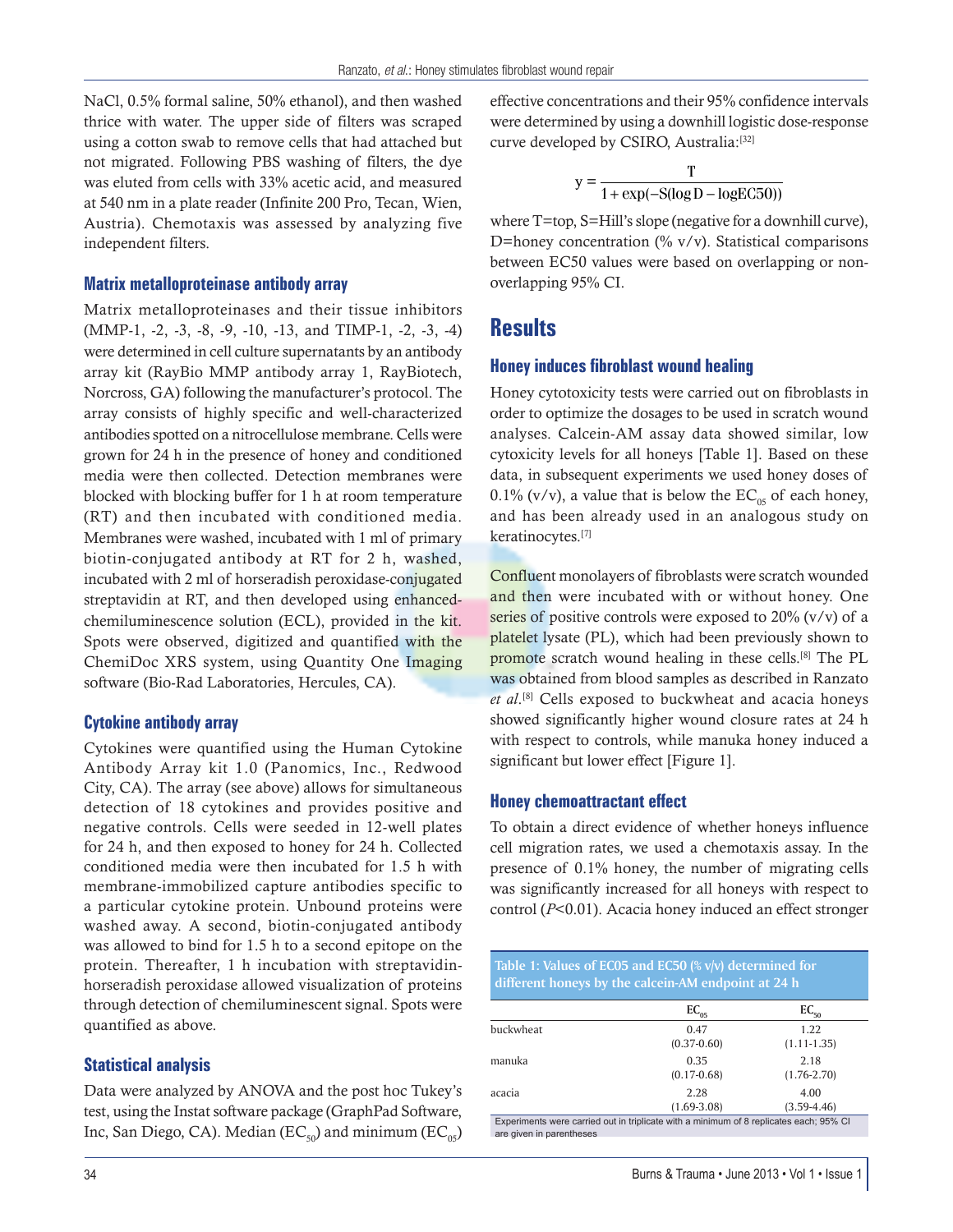NaCl, 0.5% formal saline, 50% ethanol), and then washed thrice with water. The upper side of filters was scraped using a cotton swab to remove cells that had attached but not migrated. Following PBS washing of filters, the dye was eluted from cells with 33% acetic acid, and measured at 540 nm in a plate reader (Infinite 200 Pro, Tecan, Wien, Austria). Chemotaxis was assessed by analyzing five independent filters.

### Matrix metalloproteinase antibody array

Matrix metalloproteinases and their tissue inhibitors (MMP-1, -2, -3, -8, -9, -10, -13, and TIMP-1, -2, -3, -4) were determined in cell culture supernatants by an antibody array kit (RayBio MMP antibody array 1, RayBiotech, Norcross, GA) following the manufacturer's protocol. The array consists of highly specific and well-characterized antibodies spotted on a nitrocellulose membrane. Cells were grown for 24 h in the presence of honey and conditioned media were then collected. Detection membranes were blocked with blocking buffer for 1 h at room temperature (RT) and then incubated with conditioned media. Membranes were washed, incubated with 1 ml of primary biotin-conjugated antibody at RT for 2 h, washed, incubated with 2 ml of horseradish peroxidase-conjugated streptavidin at RT, and then developed using enhanced-chemiluminescence solution (ECL), provided in the kit. Spots were observed, digitized and quantified with the ChemiDoc XRS system, using Quantity One Imaging software (Bio-Rad Laboratories, Hercules, CA).

### Cytokine antibody array

Cytokines were quantified using the Human Cytokine Antibody Array kit 1.0 (Panomics, Inc., Redwood City, CA). The array (see above) allows for simultaneous detection of 18 cytokines and provides positive and negative controls. Cells were seeded in 12-well plates for 24 h, and then exposed to honey for 24 h. Collected conditioned media were then incubated for 1.5 h with membrane-immobilized capture antibodies specific to a particular cytokine protein. Unbound proteins were washed away. A second, biotin-conjugated antibody was allowed to bind for 1.5 h to a second epitope on the protein. Thereafter, 1 h incubation with streptavidin-horseradish peroxidase allowed visualization of proteins through detection of chemiluminescent signal. Spots were quantified as above.

### Statistical analysis

Data were analyzed by ANOVA and the post hoc Tukey's test, using the Instat software package (GraphPad Software, Inc, San Diego, CA). Median ($EC_{50}$) and minimum ($EC_{05}$) effective concentrations and their 95% confidence intervals were determined by using a downhill logistic dose-response curve developed by CSIRO, Australia:[32]

$$y = \frac{T}{1 + \exp(-S(\log D - \log EC50))}$$

where T=top, S=Hill's slope (negative for a downhill curve), D=honey concentration (% v/v). Statistical comparisons between EC50 values were based on overlapping or non-overlapping 95% CI.

## Results

### Honey induces fibroblast wound healing

Honey cytotoxicity tests were carried out on fibroblasts in order to optimize the dosages to be used in scratch wound analyses. Calcein-AM assay data showed similar, low cytotoxicity levels for all honeys [Table 1]. Based on these data, in subsequent experiments we used honey doses of 0.1% (v/v), a value that is below the $EC_{05}$ of each honey, and has been already used in an analogous study on keratinocytes.[7]

Confluent monolayers of fibroblasts were scratch wounded and then were incubated with or without honey. One series of positive controls were exposed to 20% (v/v) of a platelet lysate (PL), which had been previously shown to promote scratch wound healing in these cells.[8] The PL was obtained from blood samples as described in Ranzato *et al*.[8] Cells exposed to buckwheat and acacia honeys showed significantly higher wound closure rates at 24 h with respect to controls, while manuka honey induced a significant but lower effect [Figure 1].

### Honey chemoattractant effect

To obtain a direct evidence of whether honeys influence cell migration rates, we used a chemotaxis assay. In the presence of 0.1% honey, the number of migrating cells was significantly increased for all honeys with respect to control ($P$<0.01). Acacia honey induced an effect stronger

**Table 1: Values of EC05 and EC50 (% v/v) determined for different honeys by the calcein-AM endpoint at 24 h**

| | $EC_{05}$ | $EC_{50}$ |
|---|---|---|
| buckwheat | 0.47 (0.37-0.60) | 1.22 (1.11-1.35) |
| manuka | 0.35 (0.17-0.68) | 2.18 (1.76-2.70) |
| acacia | 2.28 (1.69-3.08) | 4.00 (3.59-4.46) |

Experiments were carried out in triplicate with a minimum of 8 replicates each; 95% CI are given in parentheses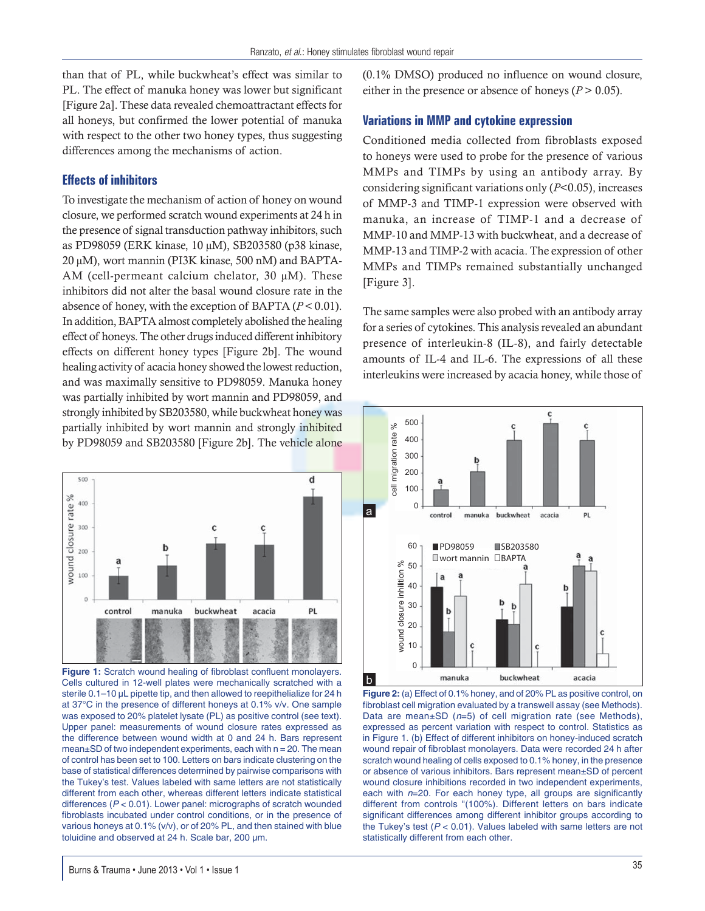than that of PL, while buckwheat's effect was similar to PL. The effect of manuka honey was lower but significant [Figure 2a]. These data revealed chemoattractant effects for all honeys, but confirmed the lower potential of manuka with respect to the other two honey types, thus suggesting differences among the mechanisms of action.

### Effects of inhibitors

To investigate the mechanism of action of honey on wound closure, we performed scratch wound experiments at 24 h in the presence of signal transduction pathway inhibitors, such as PD98059 (ERK kinase, 10 μM), SB203580 (p38 kinase, 20 μM), wort mannin (PI3K kinase, 500 nM) and BAPTA-AM (cell-permeant calcium chelator, 30 μM). These inhibitors did not alter the basal wound closure rate in the absence of honey, with the exception of BAPTA ($P < 0.01$). In addition, BAPTA almost completely abolished the healing effect of honeys. The other drugs induced different inhibitory effects on different honey types [Figure 2b]. The wound healing activity of acacia honey showed the lowest reduction, and was maximally sensitive to PD98059. Manuka honey was partially inhibited by wort mannin and PD98059, and strongly inhibited by SB203580, while buckwheat honey was partially inhibited by wort mannin and strongly inhibited by PD98059 and SB203580 [Figure 2b]. The vehicle alone (0.1% DMSO) produced no influence on wound closure, either in the presence or absence of honeys ($P > 0.05$).

**Figure 1:** Scratch wound healing of fibroblast confluent monolayers. Cells cultured in 12-well plates were mechanically scratched with a sterile 0.1–10 μL pipette tip, and then allowed to reepithelialize for 24 h at 37°C in the presence of different honeys at 0.1% v/v. One sample was exposed to 20% platelet lysate (PL) as positive control (see text). Upper panel: measurements of wound closure rates expressed as the difference between wound width at 0 and 24 h. Bars represent mean±SD of two independent experiments, each with n = 20. The mean of control has been set to 100. Letters on bars indicate clustering on the base of statistical differences determined by pairwise comparisons with the Tukey's test. Values labeled with same letters are not statistically different from each other, whereas different letters indicate statistical differences ($P < 0.01$). Lower panel: micrographs of scratch wounded fibroblasts incubated under control conditions, or in the presence of various honeys at 0.1% (v/v), or of 20% PL, and then stained with blue toluidine and observed at 24 h. Scale bar, 200 μm.

### Variations in MMP and cytokine expression

Conditioned media collected from fibroblasts exposed to honeys were used to probe for the presence of various MMPs and TIMPs by using an antibody array. By considering significant variations only ($P<0.05$), increases of MMP-3 and TIMP-1 expression were observed with manuka, an increase of TIMP-1 and a decrease of MMP-10 and MMP-13 with buckwheat, and a decrease of MMP-13 and TIMP-2 with acacia. The expression of other MMPs and TIMPs remained substantially unchanged [Figure 3].

The same samples were also probed with an antibody array for a series of cytokines. This analysis revealed an abundant presence of interleukin-8 (IL-8), and fairly detectable amounts of IL-4 and IL-6. The expressions of all these interleukins were increased by acacia honey, while those of

**Figure 2:** (a) Effect of 0.1% honey, and of 20% PL as positive control, on fibroblast cell migration evaluated by a transwell assay (see Methods). Data are mean±SD ($n$=5) of cell migration rate (see Methods), expressed as percent variation with respect to control. Statistics as in Figure 1. (b) Effect of different inhibitors on honey-induced scratch wound repair of fibroblast monolayers. Data were recorded 24 h after scratch wound healing of cells exposed to 0.1% honey, in the presence or absence of various inhibitors. Bars represent mean±SD of percent wound closure inhibitions recorded in two independent experiments, each with $n$=20. For each honey type, all groups are significantly different from controls "(100%). Different letters on bars indicate significant differences among different inhibitor groups according to the Tukey's test ($P < 0.01$). Values labeled with same letters are not statistically different from each other.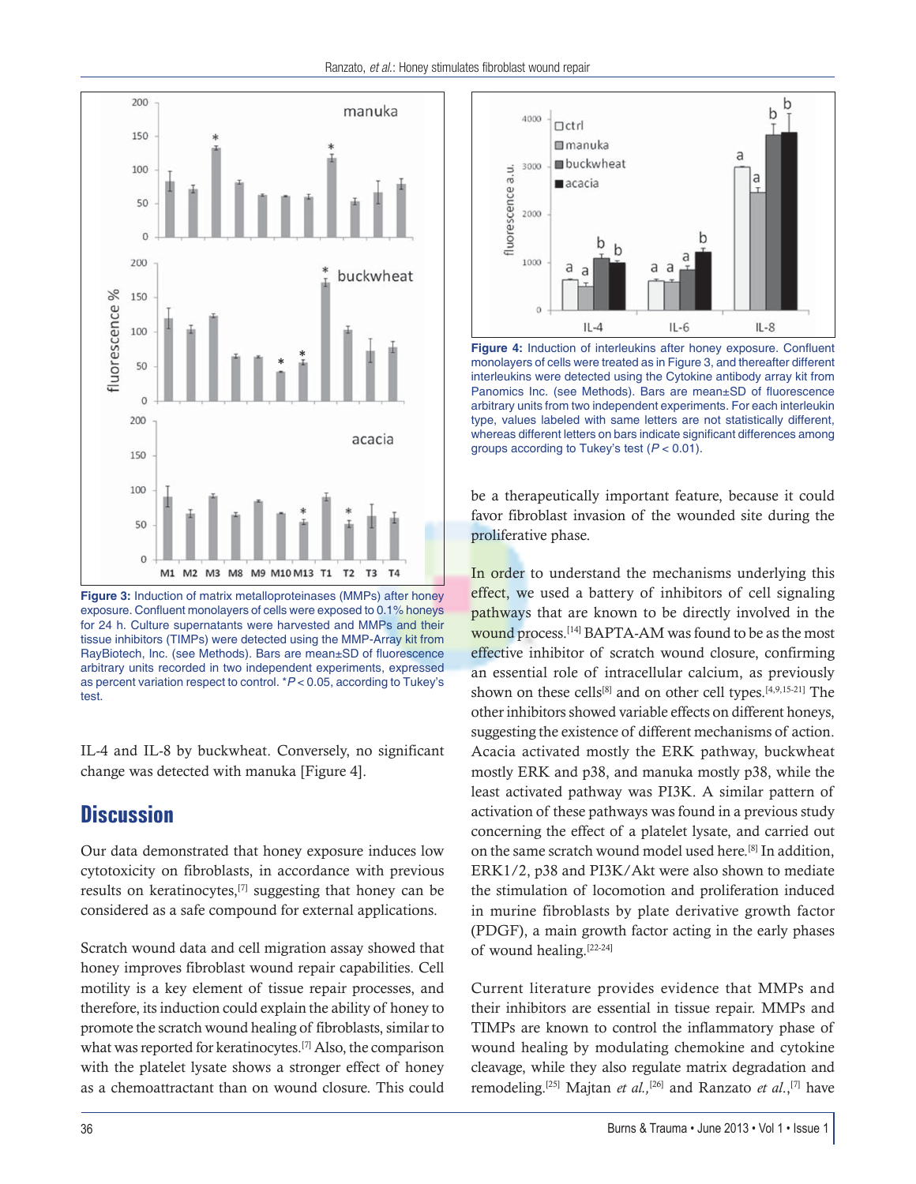**Figure 3:** Induction of matrix metalloproteinases (MMPs) after honey exposure. Confluent monolayers of cells were exposed to 0.1% honeys for 24 h. Culture supernatants were harvested and MMPs and their tissue inhibitors (TIMPs) were detected using the MMP-Array kit from RayBiotech, Inc. (see Methods). Bars are mean±SD of fluorescence arbitrary units recorded in two independent experiments, expressed as percent variation respect to control. *$P < 0.05$, according to Tukey's test.

**Figure 4:** Induction of interleukins after honey exposure. Confluent monolayers of cells were treated as in Figure 3, and thereafter different interleukins were detected using the Cytokine antibody array kit from Panomics Inc. (see Methods). Bars are mean±SD of fluorescence arbitrary units from two independent experiments. For each interleukin type, values labeled with same letters are not statistically different, whereas different letters on bars indicate significant differences among groups according to Tukey's test ($P < 0.01$).

IL-4 and IL-8 by buckwheat. Conversely, no significant change was detected with manuka [Figure 4].

## Discussion

Our data demonstrated that honey exposure induces low cytotoxicity on fibroblasts, in accordance with previous results on keratinocytes,[7] suggesting that honey can be considered as a safe compound for external applications.

Scratch wound data and cell migration assay showed that honey improves fibroblast wound repair capabilities. Cell motility is a key element of tissue repair processes, and therefore, its induction could explain the ability of honey to promote the scratch wound healing of fibroblasts, similar to what was reported for keratinocytes.[7] Also, the comparison with the platelet lysate shows a stronger effect of honey as a chemoattractant than on wound closure. This could be a therapeutically important feature, because it could favor fibroblast invasion of the wounded site during the proliferative phase.

In order to understand the mechanisms underlying this effect, we used a battery of inhibitors of cell signaling pathways that are known to be directly involved in the wound process.[14] BAPTA-AM was found to be as the most effective inhibitor of scratch wound closure, confirming an essential role of intracellular calcium, as previously shown on these cells[8] and on other cell types.[4,9,15-21] The other inhibitors showed variable effects on different honeys, suggesting the existence of different mechanisms of action. Acacia activated mostly the ERK pathway, buckwheat mostly ERK and p38, and manuka mostly p38, while the least activated pathway was PI3K. A similar pattern of activation of these pathways was found in a previous study concerning the effect of a platelet lysate, and carried out on the same scratch wound model used here.[8] In addition, ERK1/2, p38 and PI3K/Akt were also shown to mediate the stimulation of locomotion and proliferation induced in murine fibroblasts by plate derivative growth factor (PDGF), a main growth factor acting in the early phases of wound healing.[22-24]

Current literature provides evidence that MMPs and their inhibitors are essential in tissue repair. MMPs and TIMPs are known to control the inflammatory phase of wound healing by modulating chemokine and cytokine cleavage, while they also regulate matrix degradation and remodeling.[25] Majtan *et al.*,[26] and Ranzato *et al.*,[7] have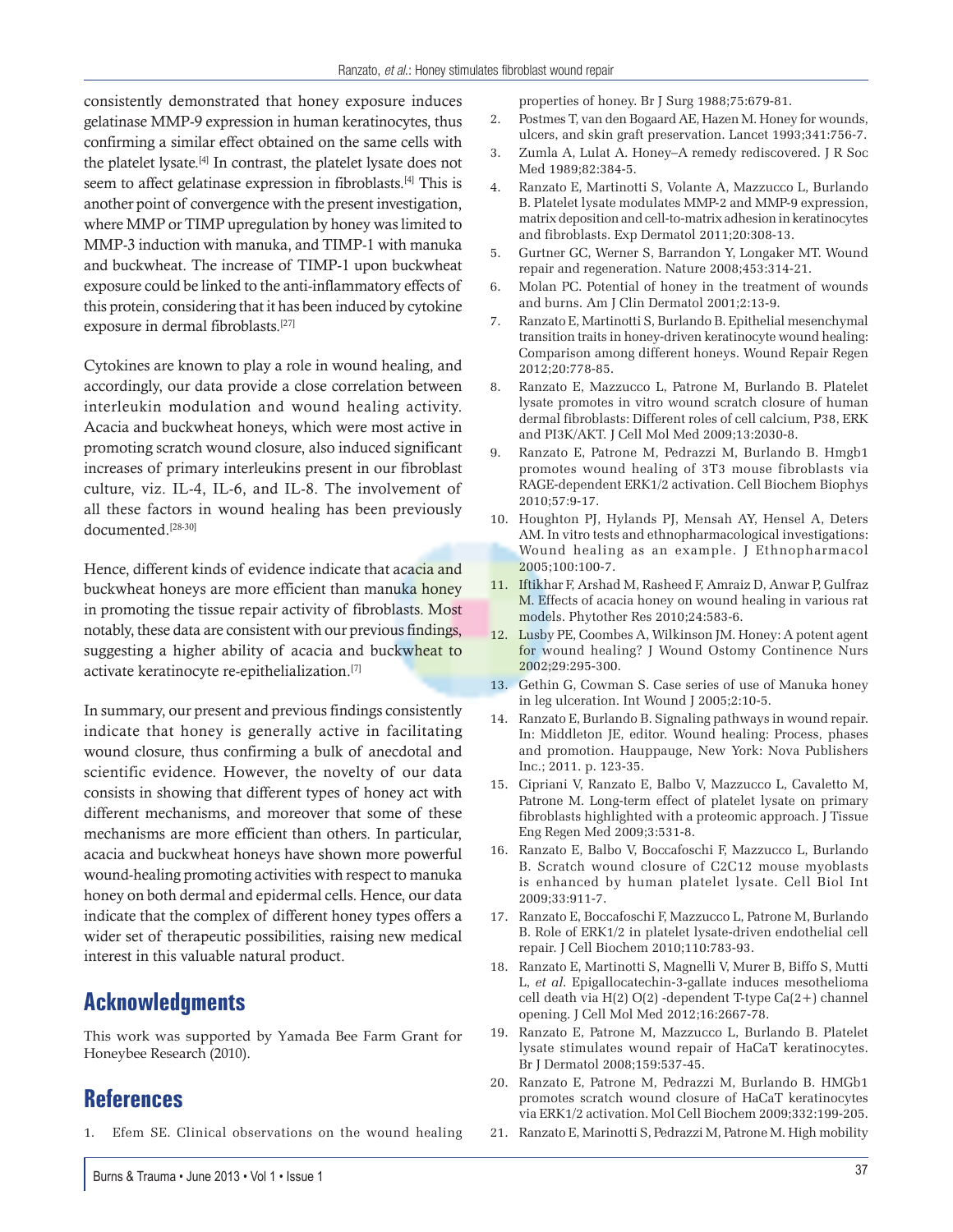consistently demonstrated that honey exposure induces gelatinase MMP-9 expression in human keratinocytes, thus confirming a similar effect obtained on the same cells with the platelet lysate.[4] In contrast, the platelet lysate does not seem to affect gelatinase expression in fibroblasts.[4] This is another point of convergence with the present investigation, where MMP or TIMP upregulation by honey was limited to MMP-3 induction with manuka, and TIMP-1 with manuka and buckwheat. The increase of TIMP-1 upon buckwheat exposure could be linked to the anti-inflammatory effects of this protein, considering that it has been induced by cytokine exposure in dermal fibroblasts.[27]

Cytokines are known to play a role in wound healing, and accordingly, our data provide a close correlation between interleukin modulation and wound healing activity. Acacia and buckwheat honeys, which were most active in promoting scratch wound closure, also induced significant increases of primary interleukins present in our fibroblast culture, viz. IL-4, IL-6, and IL-8. The involvement of all these factors in wound healing has been previously documented.[28-30]

Hence, different kinds of evidence indicate that acacia and buckwheat honeys are more efficient than manuka honey in promoting the tissue repair activity of fibroblasts. Most notably, these data are consistent with our previous findings, suggesting a higher ability of acacia and buckwheat to activate keratinocyte re-epithelialization.[7]

In summary, our present and previous findings consistently indicate that honey is generally active in facilitating wound closure, thus confirming a bulk of anecdotal and scientific evidence. However, the novelty of our data consists in showing that different types of honey act with different mechanisms, and moreover that some of these mechanisms are more efficient than others. In particular, acacia and buckwheat honeys have shown more powerful wound-healing promoting activities with respect to manuka honey on both dermal and epidermal cells. Hence, our data indicate that the complex of different honey types offers a wider set of therapeutic possibilities, raising new medical interest in this valuable natural product.

## Acknowledgments

This work was supported by Yamada Bee Farm Grant for Honeybee Research (2010).

## References

1. Efem SE. Clinical observations on the wound healing properties of honey. Br J Surg 1988;75:679-81.
2. Postmes T, van den Bogaard AE, Hazen M. Honey for wounds, ulcers, and skin graft preservation. Lancet 1993;341:756-7.
3. Zumla A, Lulat A. Honey–A remedy rediscovered. J R Soc Med 1989;82:384-5.
4. Ranzato E, Martinotti S, Volante A, Mazzucco L, Burlando B. Platelet lysate modulates MMP-2 and MMP-9 expression, matrix deposition and cell-to-matrix adhesion in keratinocytes and fibroblasts. Exp Dermatol 2011;20:308-13.
5. Gurtner GC, Werner S, Barrandon Y, Longaker MT. Wound repair and regeneration. Nature 2008;453:314-21.
6. Molan PC. Potential of honey in the treatment of wounds and burns. Am J Clin Dermatol 2001;2:13-9.
7. Ranzato E, Martinotti S, Burlando B. Epithelial mesenchymal transition traits in honey-driven keratinocyte wound healing: Comparison among different honeys. Wound Repair Regen 2012;20:778-85.
8. Ranzato E, Mazzucco L, Patrone M, Burlando B. Platelet lysate promotes in vitro wound scratch closure of human dermal fibroblasts: Different roles of cell calcium, P38, ERK and PI3K/AKT. J Cell Mol Med 2009;13:2030-8.
9. Ranzato E, Patrone M, Pedrazzi M, Burlando B. Hmgb1 promotes wound healing of 3T3 mouse fibroblasts via RAGE-dependent ERK1/2 activation. Cell Biochem Biophys 2010;57:9-17.
10. Houghton PJ, Hylands PJ, Mensah AY, Hensel A, Deters AM. In vitro tests and ethnopharmacological investigations: Wound healing as an example. J Ethnopharmacol 2005;100:100-7.
11. Iftikhar F, Arshad M, Rasheed F, Amraiz D, Anwar P, Gulfraz M. Effects of acacia honey on wound healing in various rat models. Phytother Res 2010;24:583-6.
12. Lusby PE, Coombes A, Wilkinson JM. Honey: A potent agent for wound healing? J Wound Ostomy Continence Nurs 2002;29:295-300.
13. Gethin G, Cowman S. Case series of use of Manuka honey in leg ulceration. Int Wound J 2005;2:10-5.
14. Ranzato E, Burlando B. Signaling pathways in wound repair. In: Middleton JE, editor. Wound healing: Process, phases and promotion. Hauppauge, New York: Nova Publishers Inc.; 2011. p. 123-35.
15. Cipriani V, Ranzato E, Balbo V, Mazzucco L, Cavaletto M, Patrone M. Long-term effect of platelet lysate on primary fibroblasts highlighted with a proteomic approach. J Tissue Eng Regen Med 2009;3:531-8.
16. Ranzato E, Balbo V, Boccafoschi F, Mazzucco L, Burlando B. Scratch wound closure of C2C12 mouse myoblasts is enhanced by human platelet lysate. Cell Biol Int 2009;33:911-7.
17. Ranzato E, Boccafoschi F, Mazzucco L, Patrone M, Burlando B. Role of ERK1/2 in platelet lysate-driven endothelial cell repair. J Cell Biochem 2010;110:783-93.
18. Ranzato E, Martinotti S, Magnelli V, Murer B, Biffo S, Mutti L, *et al*. Epigallocatechin-3-gallate induces mesothelioma cell death via H(2) O(2) -dependent T-type Ca(2+) channel opening. J Cell Mol Med 2012;16:2667-78.
19. Ranzato E, Patrone M, Mazzucco L, Burlando B. Platelet lysate stimulates wound repair of HaCaT keratinocytes. Br J Dermatol 2008;159:537-45.
20. Ranzato E, Patrone M, Pedrazzi M, Burlando B. HMGb1 promotes scratch wound closure of HaCaT keratinocytes via ERK1/2 activation. Mol Cell Biochem 2009;332:199-205.
21. Ranzato E, Marinotti S, Pedrazzi M, Patrone M. High mobility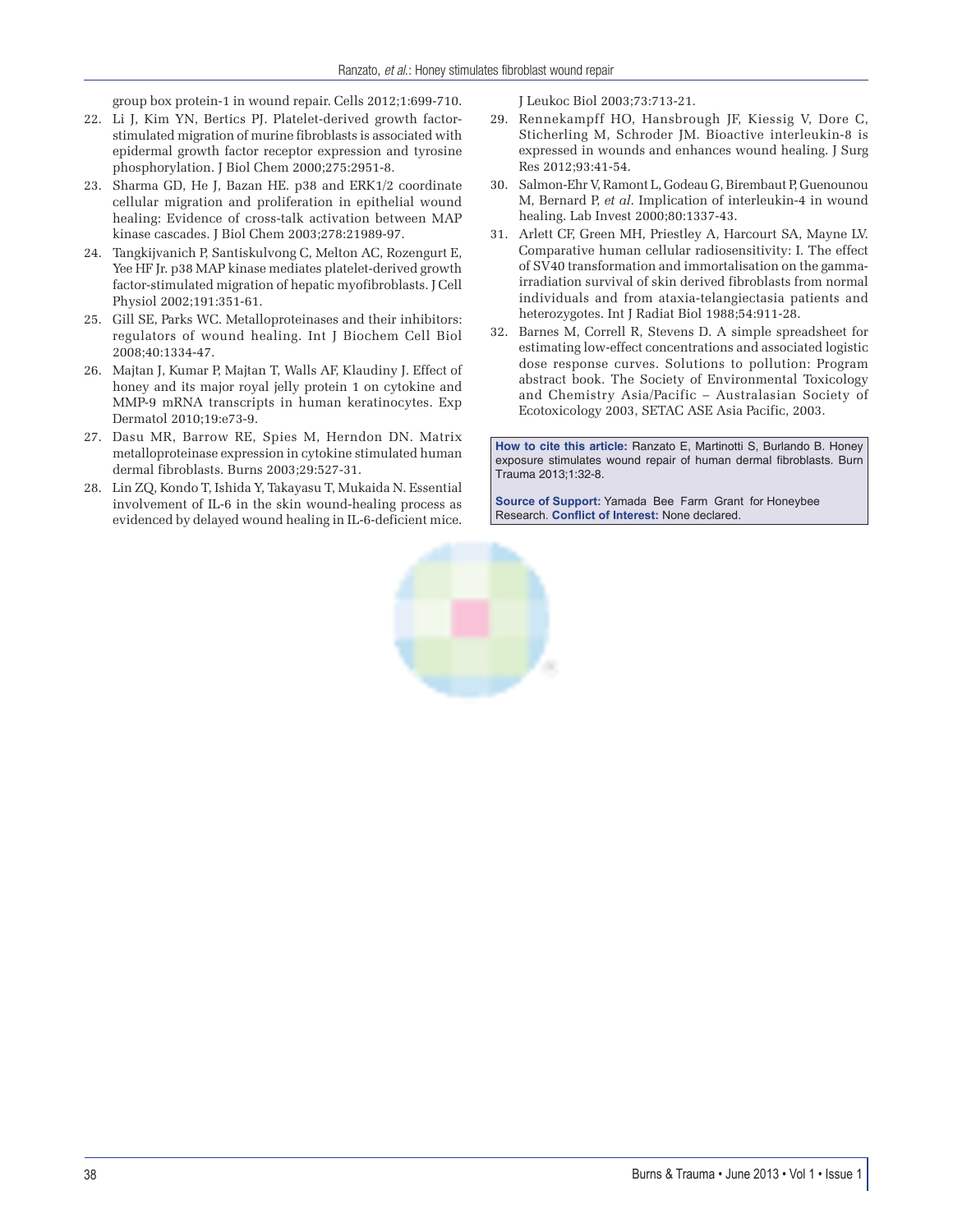group box protein-1 in wound repair. Cells 2012;1:699-710.

22. Li J, Kim YN, Bertics PJ. Platelet-derived growth factor-stimulated migration of murine fibroblasts is associated with epidermal growth factor receptor expression and tyrosine phosphorylation. J Biol Chem 2000;275:2951-8.
23. Sharma GD, He J, Bazan HE. p38 and ERK1/2 coordinate cellular migration and proliferation in epithelial wound healing: Evidence of cross-talk activation between MAP kinase cascades. J Biol Chem 2003;278:21989-97.
24. Tangkijvanich P, Santiskulvong C, Melton AC, Rozengurt E, Yee HF Jr. p38 MAP kinase mediates platelet-derived growth factor-stimulated migration of hepatic myofibroblasts. J Cell Physiol 2002;191:351-61.
25. Gill SE, Parks WC. Metalloproteinases and their inhibitors: regulators of wound healing. Int J Biochem Cell Biol 2008;40:1334-47.
26. Majtan J, Kumar P, Majtan T, Walls AF, Klaudiny J. Effect of honey and its major royal jelly protein 1 on cytokine and MMP-9 mRNA transcripts in human keratinocytes. Exp Dermatol 2010;19:e73-9.
27. Dasu MR, Barrow RE, Spies M, Herndon DN. Matrix metalloproteinase expression in cytokine stimulated human dermal fibroblasts. Burns 2003;29:527-31.
28. Lin ZQ, Kondo T, Ishida Y, Takayasu T, Mukaida N. Essential involvement of IL-6 in the skin wound-healing process as evidenced by delayed wound healing in IL-6-deficient mice. J Leukoc Biol 2003;73:713-21.
29. Rennekampff HO, Hansbrough JF, Kiessig V, Dore C, Sticherling M, Schroder JM. Bioactive interleukin-8 is expressed in wounds and enhances wound healing. J Surg Res 2012;93:41-54.
30. Salmon-Ehr V, Ramont L, Godeau G, Birembaut P, Guenounou M, Bernard P, *et al*. Implication of interleukin-4 in wound healing. Lab Invest 2000;80:1337-43.
31. Arlett CF, Green MH, Priestley A, Harcourt SA, Mayne LV. Comparative human cellular radiosensitivity: I. The effect of SV40 transformation and immortalisation on the gamma-irradiation survival of skin derived fibroblasts from normal individuals and from ataxia-telangiectasia patients and heterozygotes. Int J Radiat Biol 1988;54:911-28.
32. Barnes M, Correll R, Stevens D. A simple spreadsheet for estimating low-effect concentrations and associated logistic dose response curves. Solutions to pollution: Program abstract book. The Society of Environmental Toxicology and Chemistry Asia/Pacific – Australasian Society of Ecotoxicology 2003, SETAC ASE Asia Pacific, 2003.

**How to cite this article:** Ranzato E, Martinotti S, Burlando B. Honey exposure stimulates wound repair of human dermal fibroblasts. Burn Trauma 2013;1:32-8.

**Source of Support:** Yamada Bee Farm Grant for Honeybee Research. **Conflict of Interest:** None declared.